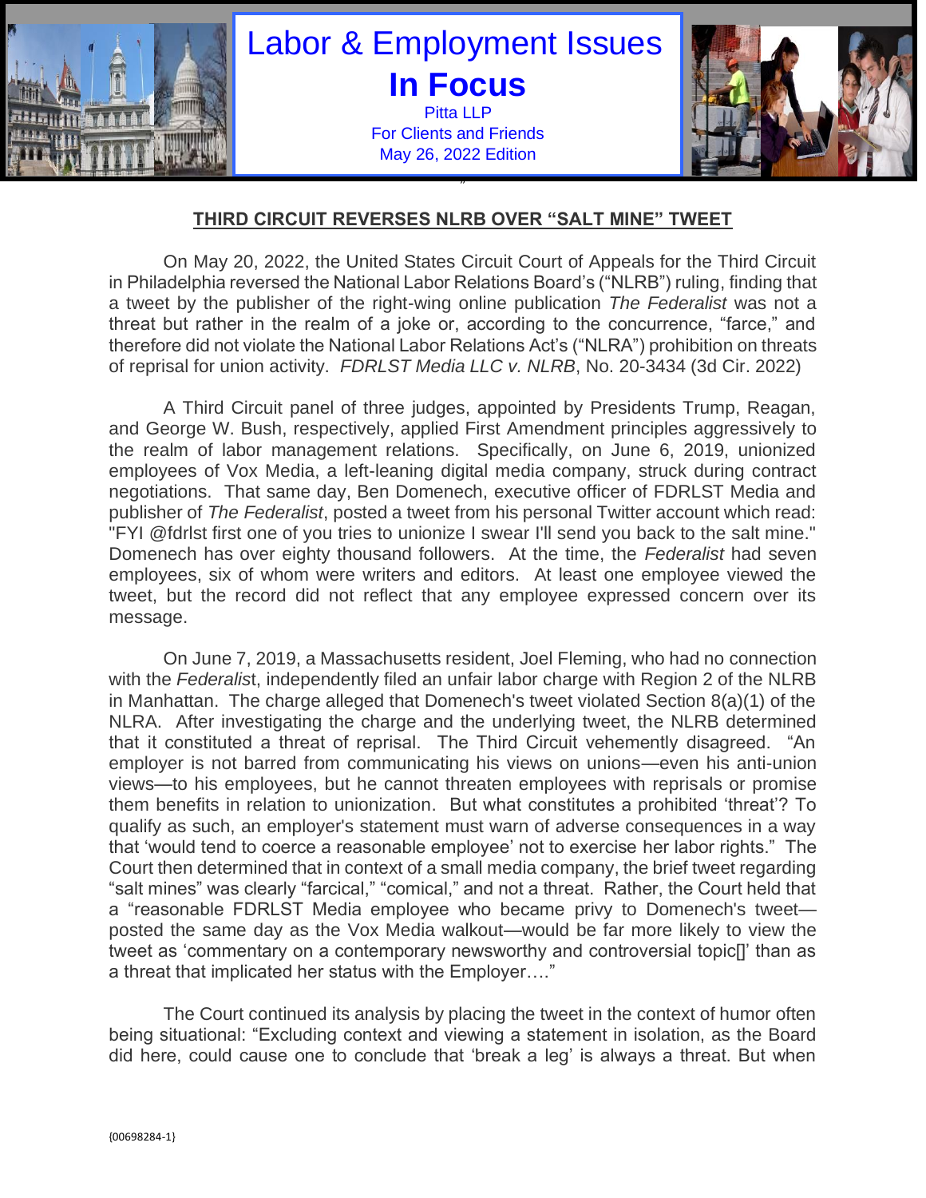# Labor & Employment Issues

## In Focus

Pitta LLP
For Clients and Friends
May 26, 2022 Edition

### THIRD CIRCUIT REVERSES NLRB OVER "SALT MINE" TWEET

On May 20, 2022, the United States Circuit Court of Appeals for the Third Circuit in Philadelphia reversed the National Labor Relations Board's ("NLRB") ruling, finding that a tweet by the publisher of the right-wing online publication *The Federalist* was not a threat but rather in the realm of a joke or, according to the concurrence, "farce," and therefore did not violate the National Labor Relations Act's ("NLRA") prohibition on threats of reprisal for union activity. *FDRLST Media LLC v. NLRB*, No. 20-3434 (3d Cir. 2022)

A Third Circuit panel of three judges, appointed by Presidents Trump, Reagan, and George W. Bush, respectively, applied First Amendment principles aggressively to the realm of labor management relations. Specifically, on June 6, 2019, unionized employees of Vox Media, a left-leaning digital media company, struck during contract negotiations. That same day, Ben Domenech, executive officer of FDRLST Media and publisher of *The Federalist*, posted a tweet from his personal Twitter account which read: "FYI @fdrlst first one of you tries to unionize I swear I'll send you back to the salt mine." Domenech has over eighty thousand followers. At the time, the *Federalist* had seven employees, six of whom were writers and editors. At least one employee viewed the tweet, but the record did not reflect that any employee expressed concern over its message.

On June 7, 2019, a Massachusetts resident, Joel Fleming, who had no connection with the *Federalist*, independently filed an unfair labor charge with Region 2 of the NLRB in Manhattan. The charge alleged that Domenech's tweet violated Section 8(a)(1) of the NLRA. After investigating the charge and the underlying tweet, the NLRB determined that it constituted a threat of reprisal. The Third Circuit vehemently disagreed. "An employer is not barred from communicating his views on unions—even his anti-union views—to his employees, but he cannot threaten employees with reprisals or promise them benefits in relation to unionization. But what constitutes a prohibited 'threat'? To qualify as such, an employer's statement must warn of adverse consequences in a way that 'would tend to coerce a reasonable employee' not to exercise her labor rights." The Court then determined that in context of a small media company, the brief tweet regarding "salt mines" was clearly "farcical," "comical," and not a threat. Rather, the Court held that a "reasonable FDRLST Media employee who became privy to Domenech's tweet—posted the same day as the Vox Media walkout—would be far more likely to view the tweet as 'commentary on a contemporary newsworthy and controversial topic[]' than as a threat that implicated her status with the Employer…."

The Court continued its analysis by placing the tweet in the context of humor often being situational: "Excluding context and viewing a statement in isolation, as the Board did here, could cause one to conclude that 'break a leg' is always a threat. But when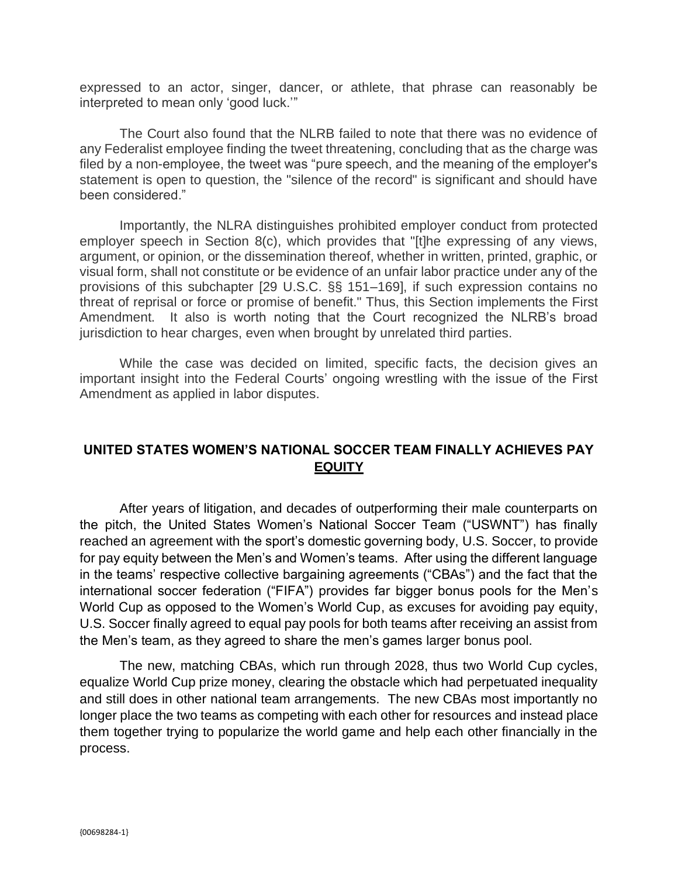expressed to an actor, singer, dancer, or athlete, that phrase can reasonably be interpreted to mean only 'good luck.'"

The Court also found that the NLRB failed to note that there was no evidence of any Federalist employee finding the tweet threatening, concluding that as the charge was filed by a non-employee, the tweet was "pure speech, and the meaning of the employer's statement is open to question, the "silence of the record" is significant and should have been considered."

Importantly, the NLRA distinguishes prohibited employer conduct from protected employer speech in Section 8(c), which provides that "[t]he expressing of any views, argument, or opinion, or the dissemination thereof, whether in written, printed, graphic, or visual form, shall not constitute or be evidence of an unfair labor practice under any of the provisions of this subchapter [29 U.S.C. §§ 151–169], if such expression contains no threat of reprisal or force or promise of benefit." Thus, this Section implements the First Amendment. It also is worth noting that the Court recognized the NLRB's broad jurisdiction to hear charges, even when brought by unrelated third parties.

While the case was decided on limited, specific facts, the decision gives an important insight into the Federal Courts' ongoing wrestling with the issue of the First Amendment as applied in labor disputes.

## **UNITED STATES WOMEN'S NATIONAL SOCCER TEAM FINALLY ACHIEVES PAY EQUITY**

After years of litigation, and decades of outperforming their male counterparts on the pitch, the United States Women's National Soccer Team ("USWNT") has finally reached an agreement with the sport's domestic governing body, U.S. Soccer, to provide for pay equity between the Men's and Women's teams. After using the different language in the teams' respective collective bargaining agreements ("CBAs") and the fact that the international soccer federation ("FIFA") provides far bigger bonus pools for the Men's World Cup as opposed to the Women's World Cup, as excuses for avoiding pay equity, U.S. Soccer finally agreed to equal pay pools for both teams after receiving an assist from the Men's team, as they agreed to share the men's games larger bonus pool.

The new, matching CBAs, which run through 2028, thus two World Cup cycles, equalize World Cup prize money, clearing the obstacle which had perpetuated inequality and still does in other national team arrangements. The new CBAs most importantly no longer place the two teams as competing with each other for resources and instead place them together trying to popularize the world game and help each other financially in the process.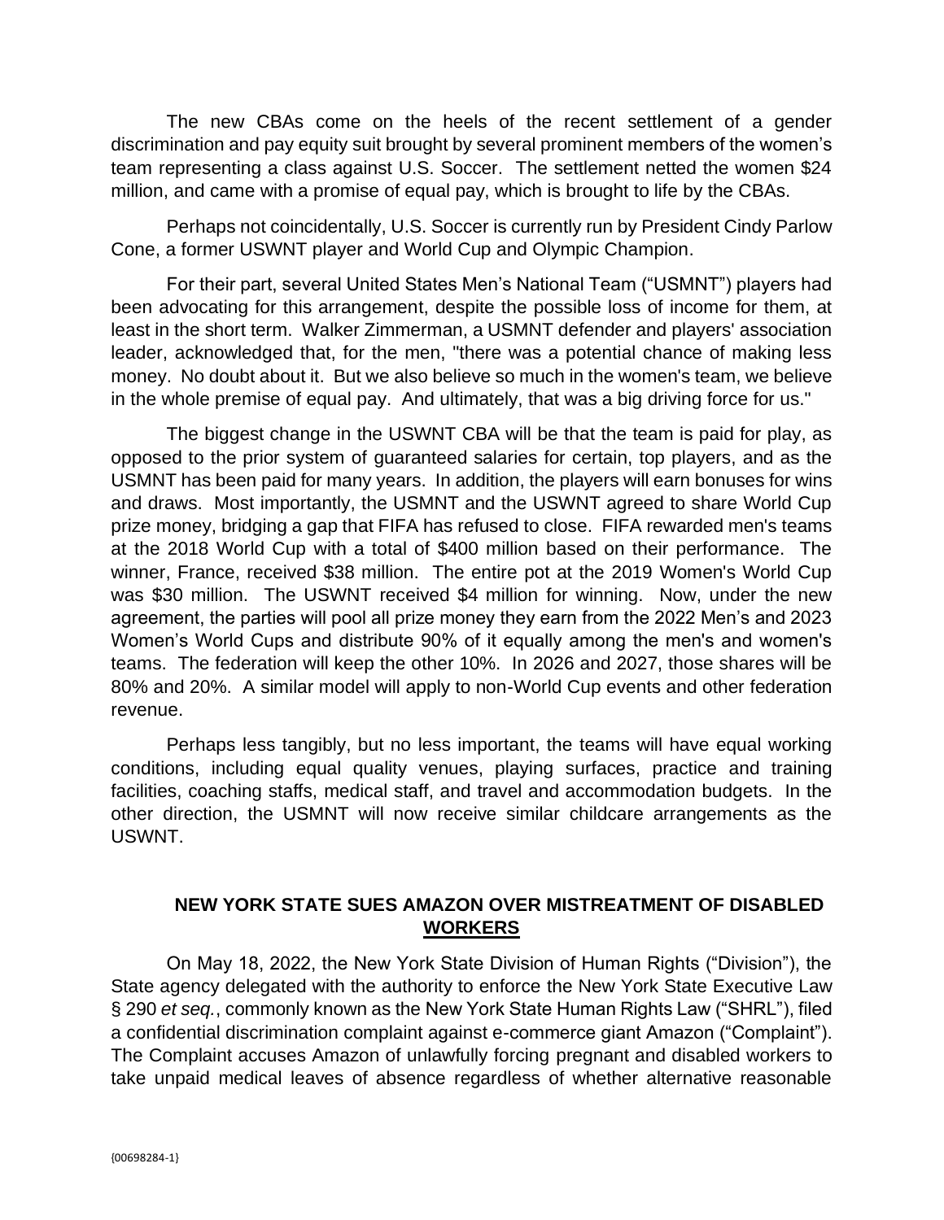The new CBAs come on the heels of the recent settlement of a gender discrimination and pay equity suit brought by several prominent members of the women's team representing a class against U.S. Soccer. The settlement netted the women $24 million, and came with a promise of equal pay, which is brought to life by the CBAs.

Perhaps not coincidentally, U.S. Soccer is currently run by President Cindy Parlow Cone, a former USWNT player and World Cup and Olympic Champion.

For their part, several United States Men's National Team ("USMNT") players had been advocating for this arrangement, despite the possible loss of income for them, at least in the short term. Walker Zimmerman, a USMNT defender and players' association leader, acknowledged that, for the men, "there was a potential chance of making less money. No doubt about it. But we also believe so much in the women's team, we believe in the whole premise of equal pay. And ultimately, that was a big driving force for us."

The biggest change in the USWNT CBA will be that the team is paid for play, as opposed to the prior system of guaranteed salaries for certain, top players, and as the USMNT has been paid for many years. In addition, the players will earn bonuses for wins and draws. Most importantly, the USMNT and the USWNT agreed to share World Cup prize money, bridging a gap that FIFA has refused to close. FIFA rewarded men's teams at the 2018 World Cup with a total of $400 million based on their performance. The winner, France, received $38 million. The entire pot at the 2019 Women's World Cup was $30 million. The USWNT received $4 million for winning. Now, under the new agreement, the parties will pool all prize money they earn from the 2022 Men's and 2023 Women's World Cups and distribute 90% of it equally among the men's and women's teams. The federation will keep the other 10%. In 2026 and 2027, those shares will be 80% and 20%. A similar model will apply to non-World Cup events and other federation revenue.

Perhaps less tangibly, but no less important, the teams will have equal working conditions, including equal quality venues, playing surfaces, practice and training facilities, coaching staffs, medical staff, and travel and accommodation budgets. In the other direction, the USMNT will now receive similar childcare arrangements as the USWNT.

## NEW YORK STATE SUES AMAZON OVER MISTREATMENT OF DISABLED WORKERS

On May 18, 2022, the New York State Division of Human Rights ("Division"), the State agency delegated with the authority to enforce the New York State Executive Law § 290 *et seq.*, commonly known as the New York State Human Rights Law ("SHRL"), filed a confidential discrimination complaint against e-commerce giant Amazon ("Complaint"). The Complaint accuses Amazon of unlawfully forcing pregnant and disabled workers to take unpaid medical leaves of absence regardless of whether alternative reasonable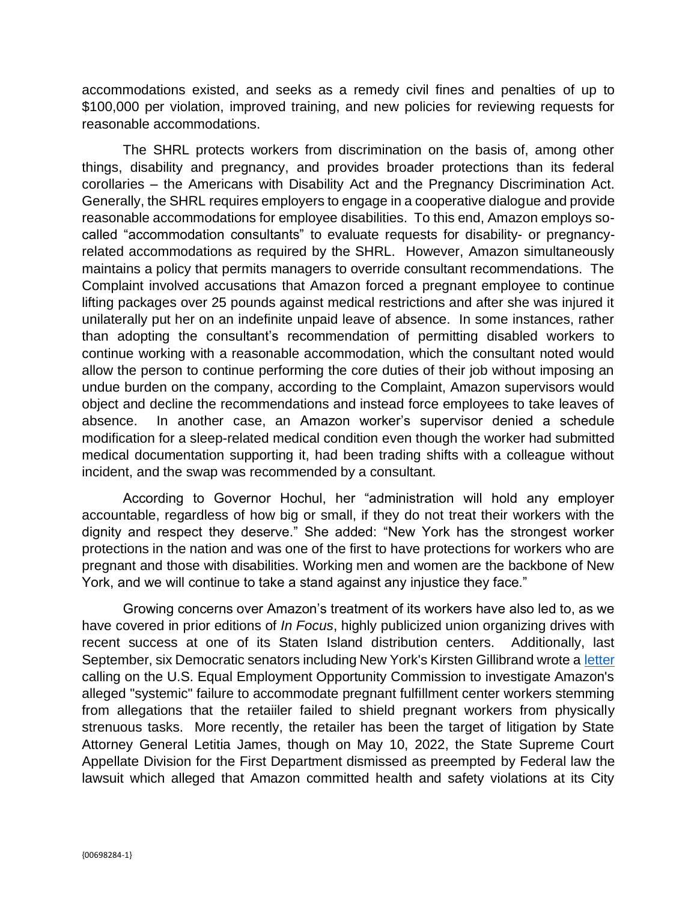accommodations existed, and seeks as a remedy civil fines and penalties of up to $100,000 per violation, improved training, and new policies for reviewing requests for reasonable accommodations.

The SHRL protects workers from discrimination on the basis of, among other things, disability and pregnancy, and provides broader protections than its federal corollaries – the Americans with Disability Act and the Pregnancy Discrimination Act. Generally, the SHRL requires employers to engage in a cooperative dialogue and provide reasonable accommodations for employee disabilities. To this end, Amazon employs so-called "accommodation consultants" to evaluate requests for disability- or pregnancy-related accommodations as required by the SHRL. However, Amazon simultaneously maintains a policy that permits managers to override consultant recommendations. The Complaint involved accusations that Amazon forced a pregnant employee to continue lifting packages over 25 pounds against medical restrictions and after she was injured it unilaterally put her on an indefinite unpaid leave of absence. In some instances, rather than adopting the consultant's recommendation of permitting disabled workers to continue working with a reasonable accommodation, which the consultant noted would allow the person to continue performing the core duties of their job without imposing an undue burden on the company, according to the Complaint, Amazon supervisors would object and decline the recommendations and instead force employees to take leaves of absence. In another case, an Amazon worker's supervisor denied a schedule modification for a sleep-related medical condition even though the worker had submitted medical documentation supporting it, had been trading shifts with a colleague without incident, and the swap was recommended by a consultant.

According to Governor Hochul, her "administration will hold any employer accountable, regardless of how big or small, if they do not treat their workers with the dignity and respect they deserve." She added: "New York has the strongest worker protections in the nation and was one of the first to have protections for workers who are pregnant and those with disabilities. Working men and women are the backbone of New York, and we will continue to take a stand against any injustice they face."

Growing concerns over Amazon's treatment of its workers have also led to, as we have covered in prior editions of *In Focus*, highly publicized union organizing drives with recent success at one of its Staten Island distribution centers. Additionally, last September, six Democratic senators including New York's Kirsten Gillibrand wrote a letter calling on the U.S. Equal Employment Opportunity Commission to investigate Amazon's alleged "systemic" failure to accommodate pregnant fulfillment center workers stemming from allegations that the retaiiler failed to shield pregnant workers from physically strenuous tasks. More recently, the retailer has been the target of litigation by State Attorney General Letitia James, though on May 10, 2022, the State Supreme Court Appellate Division for the First Department dismissed as preempted by Federal law the lawsuit which alleged that Amazon committed health and safety violations at its City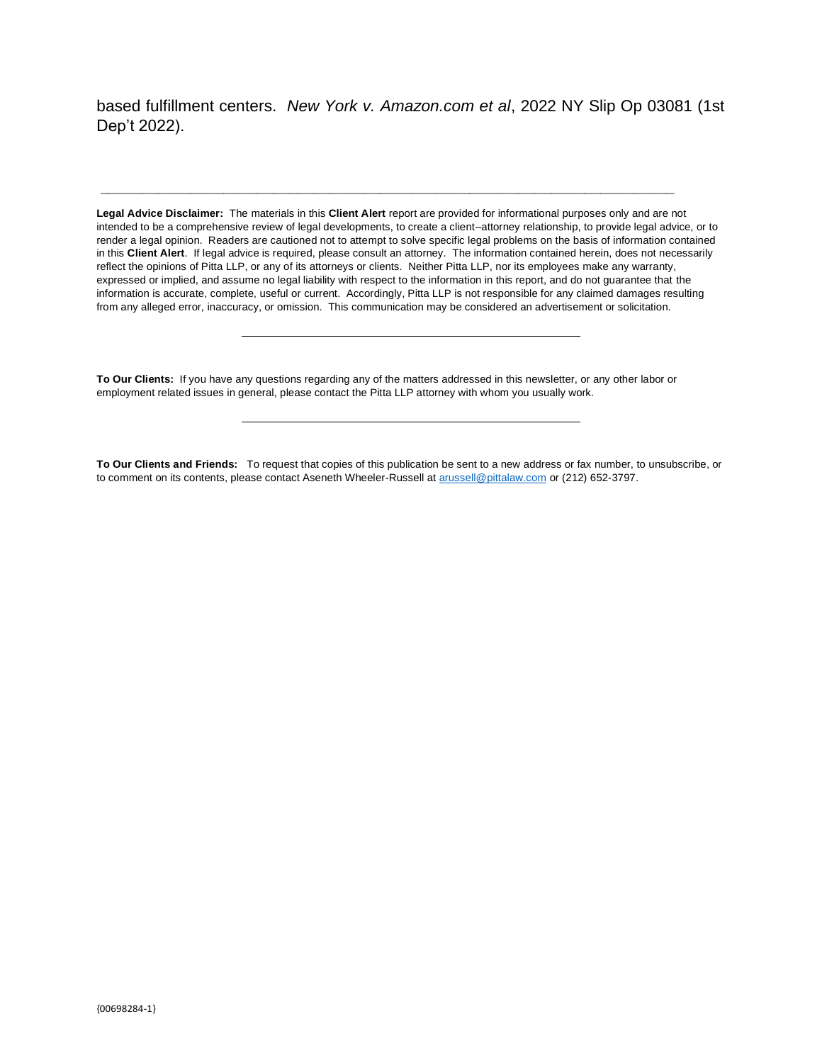based fulfillment centers. *New York v. Amazon.com et al*, 2022 NY Slip Op 03081 (1st Dep't 2022).

---

**Legal Advice Disclaimer:** The materials in this **Client Alert** report are provided for informational purposes only and are not intended to be a comprehensive review of legal developments, to create a client–attorney relationship, to provide legal advice, or to render a legal opinion. Readers are cautioned not to attempt to solve specific legal problems on the basis of information contained in this **Client Alert**. If legal advice is required, please consult an attorney. The information contained herein, does not necessarily reflect the opinions of Pitta LLP, or any of its attorneys or clients. Neither Pitta LLP, nor its employees make any warranty, expressed or implied, and assume no legal liability with respect to the information in this report, and do not guarantee that the information is accurate, complete, useful or current. Accordingly, Pitta LLP is not responsible for any claimed damages resulting from any alleged error, inaccuracy, or omission. This communication may be considered an advertisement or solicitation.

---

**To Our Clients:** If you have any questions regarding any of the matters addressed in this newsletter, or any other labor or employment related issues in general, please contact the Pitta LLP attorney with whom you usually work.

---

**To Our Clients and Friends:** To request that copies of this publication be sent to a new address or fax number, to unsubscribe, or to comment on its contents, please contact Aseneth Wheeler-Russell at arussell@pittalaw.com or (212) 652-3797.

{00698284-1}